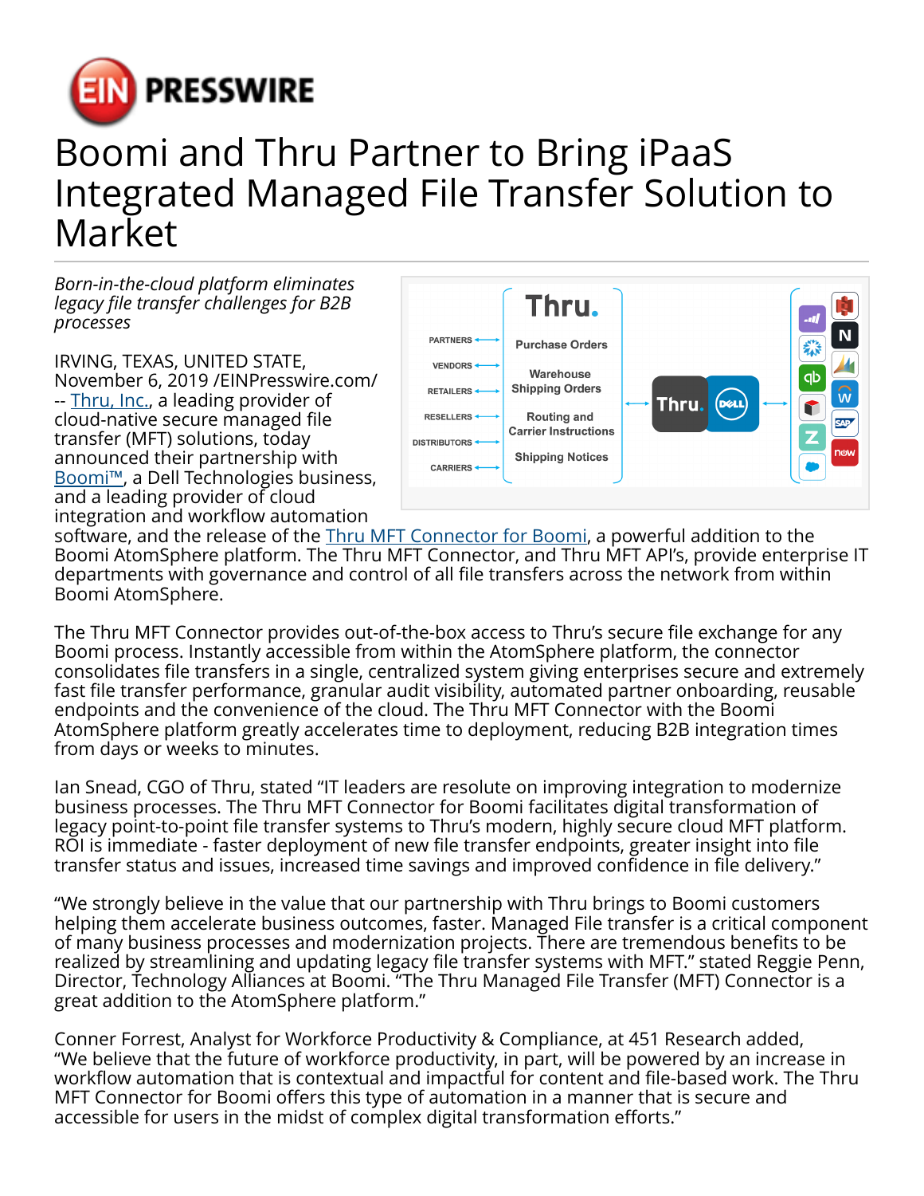# Boomi and Thru Partner to Bring iPaaS Integrated Managed File Transfer Solution to Market

*Born-in-the-cloud platform eliminates legacy file transfer challenges for B2B processes*

IRVING, TEXAS, UNITED STATE, November 6, 2019 /EINPresswire.com/ -- Thru, Inc., a leading provider of cloud-native secure managed file transfer (MFT) solutions, today announced their partnership with Boomi™, a Dell Technologies business, and a leading provider of cloud integration and workflow automation software, and the release of the Thru MFT Connector for Boomi, a powerful addition to the Boomi AtomSphere platform. The Thru MFT Connector, and Thru MFT API's, provide enterprise IT departments with governance and control of all file transfers across the network from within Boomi AtomSphere.

The Thru MFT Connector provides out-of-the-box access to Thru's secure file exchange for any Boomi process. Instantly accessible from within the AtomSphere platform, the connector consolidates file transfers in a single, centralized system giving enterprises secure and extremely fast file transfer performance, granular audit visibility, automated partner onboarding, reusable endpoints and the convenience of the cloud. The Thru MFT Connector with the Boomi AtomSphere platform greatly accelerates time to deployment, reducing B2B integration times from days or weeks to minutes.

Ian Snead, CGO of Thru, stated "IT leaders are resolute on improving integration to modernize business processes. The Thru MFT Connector for Boomi facilitates digital transformation of legacy point-to-point file transfer systems to Thru's modern, highly secure cloud MFT platform. ROI is immediate - faster deployment of new file transfer endpoints, greater insight into file transfer status and issues, increased time savings and improved confidence in file delivery."

"We strongly believe in the value that our partnership with Thru brings to Boomi customers helping them accelerate business outcomes, faster. Managed File transfer is a critical component of many business processes and modernization projects. There are tremendous benefits to be realized by streamlining and updating legacy file transfer systems with MFT." stated Reggie Penn, Director, Technology Alliances at Boomi. "The Thru Managed File Transfer (MFT) Connector is a great addition to the AtomSphere platform."

Conner Forrest, Analyst for Workforce Productivity & Compliance, at 451 Research added, "We believe that the future of workforce productivity, in part, will be powered by an increase in workflow automation that is contextual and impactful for content and file-based work. The Thru MFT Connector for Boomi offers this type of automation in a manner that is secure and accessible for users in the midst of complex digital transformation efforts."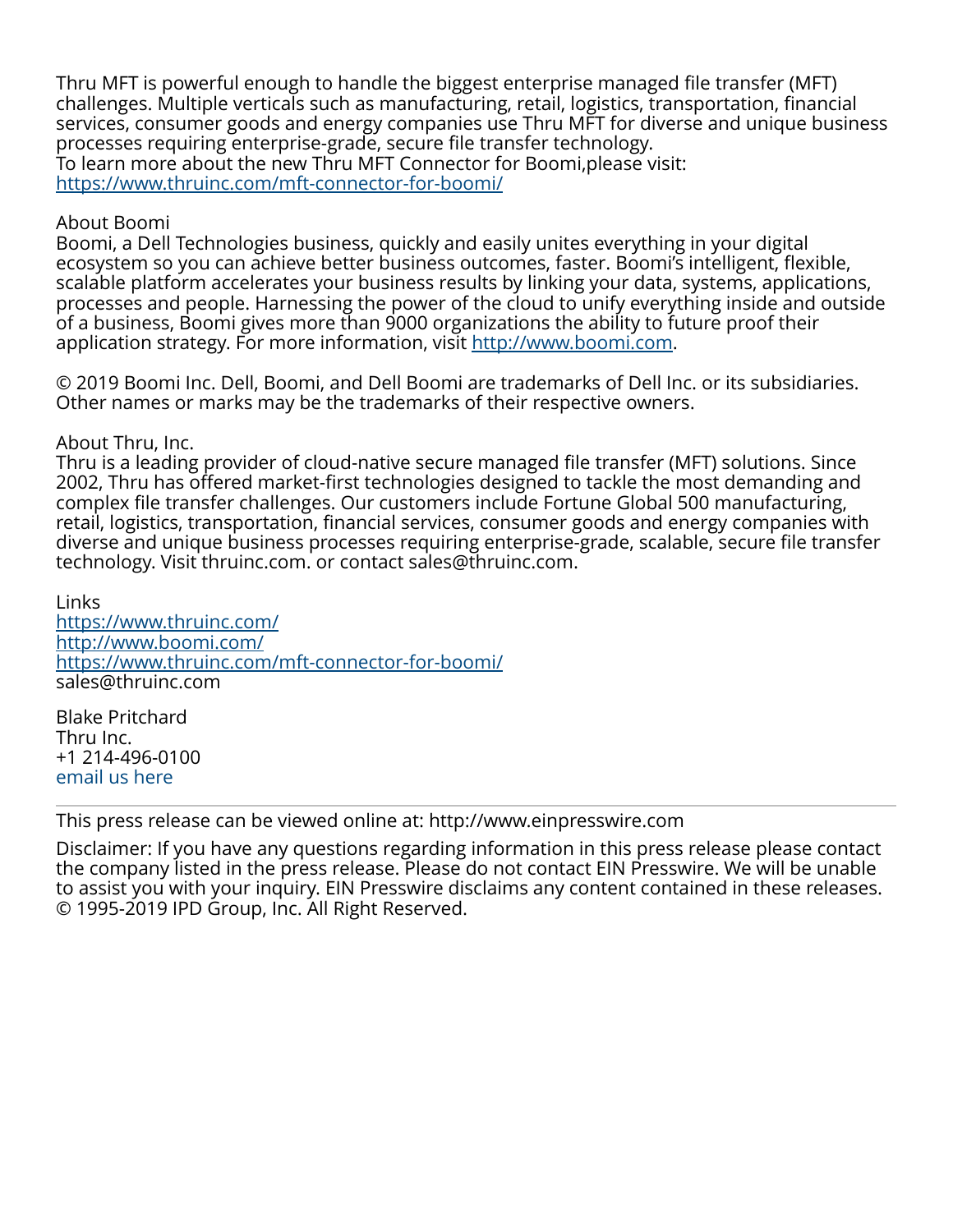Thru MFT is powerful enough to handle the biggest enterprise managed file transfer (MFT) challenges. Multiple verticals such as manufacturing, retail, logistics, transportation, financial services, consumer goods and energy companies use Thru MFT for diverse and unique business processes requiring enterprise-grade, secure file transfer technology.
To learn more about the new Thru MFT Connector for Boomi,please visit:
https://www.thruinc.com/mft-connector-for-boomi/

About Boomi
Boomi, a Dell Technologies business, quickly and easily unites everything in your digital ecosystem so you can achieve better business outcomes, faster. Boomi's intelligent, flexible, scalable platform accelerates your business results by linking your data, systems, applications, processes and people. Harnessing the power of the cloud to unify everything inside and outside of a business, Boomi gives more than 9000 organizations the ability to future proof their application strategy. For more information, visit http://www.boomi.com.

© 2019 Boomi Inc. Dell, Boomi, and Dell Boomi are trademarks of Dell Inc. or its subsidiaries. Other names or marks may be the trademarks of their respective owners.

About Thru, Inc.
Thru is a leading provider of cloud-native secure managed file transfer (MFT) solutions. Since 2002, Thru has offered market-first technologies designed to tackle the most demanding and complex file transfer challenges. Our customers include Fortune Global 500 manufacturing, retail, logistics, transportation, financial services, consumer goods and energy companies with diverse and unique business processes requiring enterprise-grade, scalable, secure file transfer technology. Visit thruinc.com. or contact sales@thruinc.com.

Links
https://www.thruinc.com/
http://www.boomi.com/
https://www.thruinc.com/mft-connector-for-boomi/
sales@thruinc.com

Blake Pritchard
Thru Inc.
+1 214-496-0100
email us here

---

This press release can be viewed online at: http://www.einpresswire.com

Disclaimer: If you have any questions regarding information in this press release please contact the company listed in the press release. Please do not contact EIN Presswire. We will be unable to assist you with your inquiry. EIN Presswire disclaims any content contained in these releases. © 1995-2019 IPD Group, Inc. All Right Reserved.